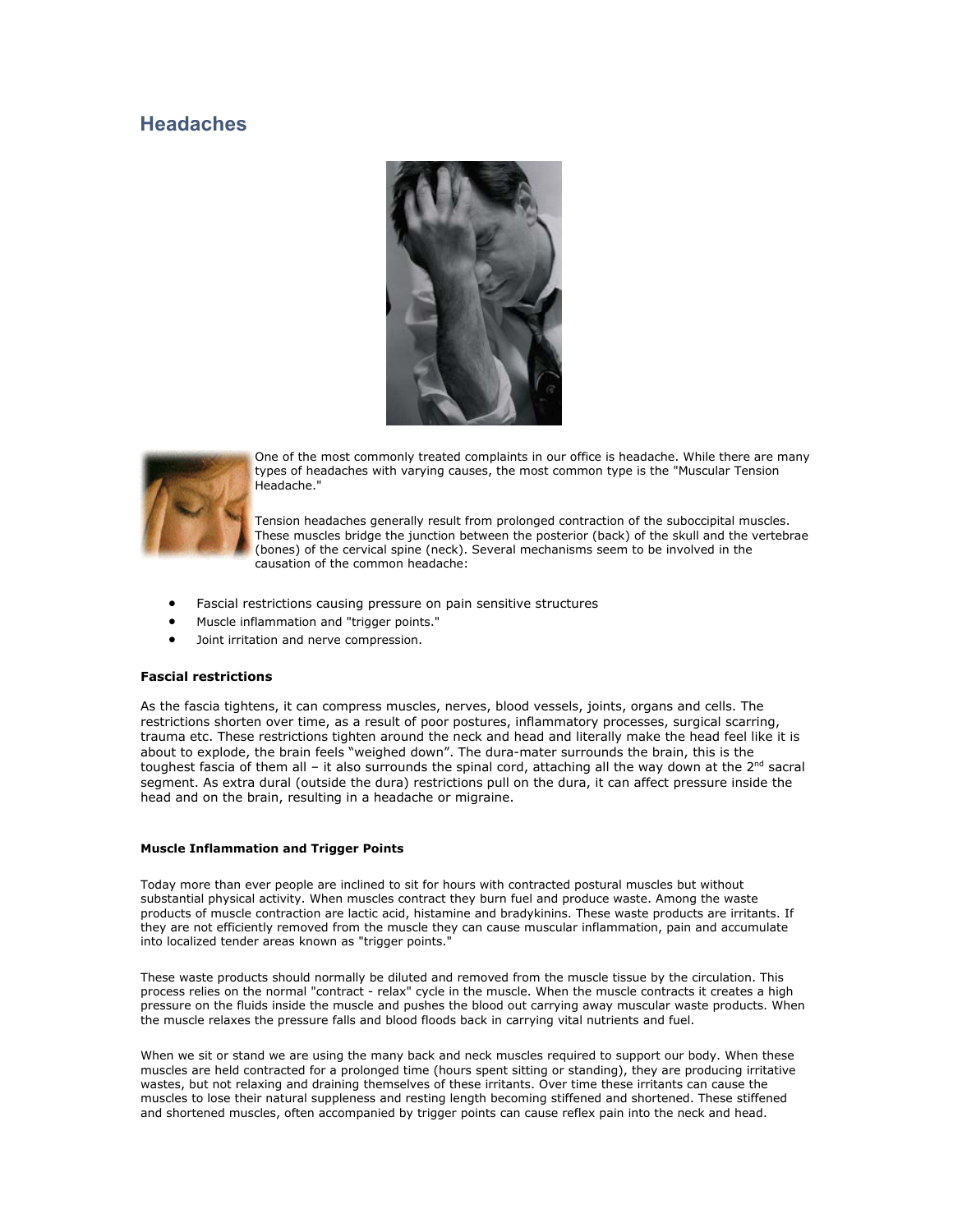# Headaches

One of the most commonly treated complaints in our office is headache. While there are many types of headaches with varying causes, the most common type is the "Muscular Tension Headache."

Tension headaches generally result from prolonged contraction of the suboccipital muscles. These muscles bridge the junction between the posterior (back) of the skull and the vertebrae (bones) of the cervical spine (neck). Several mechanisms seem to be involved in the causation of the common headache:

- Fascial restrictions causing pressure on pain sensitive structures
- Muscle inflammation and "trigger points."
- Joint irritation and nerve compression.

### Fascial restrictions

As the fascia tightens, it can compress muscles, nerves, blood vessels, joints, organs and cells. The restrictions shorten over time, as a result of poor postures, inflammatory processes, surgical scarring, trauma etc. These restrictions tighten around the neck and head and literally make the head feel like it is about to explode, the brain feels "weighed down". The dura-mater surrounds the brain, this is the toughest fascia of them all – it also surrounds the spinal cord, attaching all the way down at the 2nd sacral segment. As extra dural (outside the dura) restrictions pull on the dura, it can affect pressure inside the head and on the brain, resulting in a headache or migraine.

### Muscle Inflammation and Trigger Points

Today more than ever people are inclined to sit for hours with contracted postural muscles but without substantial physical activity. When muscles contract they burn fuel and produce waste. Among the waste products of muscle contraction are lactic acid, histamine and bradykinins. These waste products are irritants. If they are not efficiently removed from the muscle they can cause muscular inflammation, pain and accumulate into localized tender areas known as "trigger points."

These waste products should normally be diluted and removed from the muscle tissue by the circulation. This process relies on the normal "contract - relax" cycle in the muscle. When the muscle contracts it creates a high pressure on the fluids inside the muscle and pushes the blood out carrying away muscular waste products. When the muscle relaxes the pressure falls and blood floods back in carrying vital nutrients and fuel.

When we sit or stand we are using the many back and neck muscles required to support our body. When these muscles are held contracted for a prolonged time (hours spent sitting or standing), they are producing irritative wastes, but not relaxing and draining themselves of these irritants. Over time these irritants can cause the muscles to lose their natural suppleness and resting length becoming stiffened and shortened. These stiffened and shortened muscles, often accompanied by trigger points can cause reflex pain into the neck and head.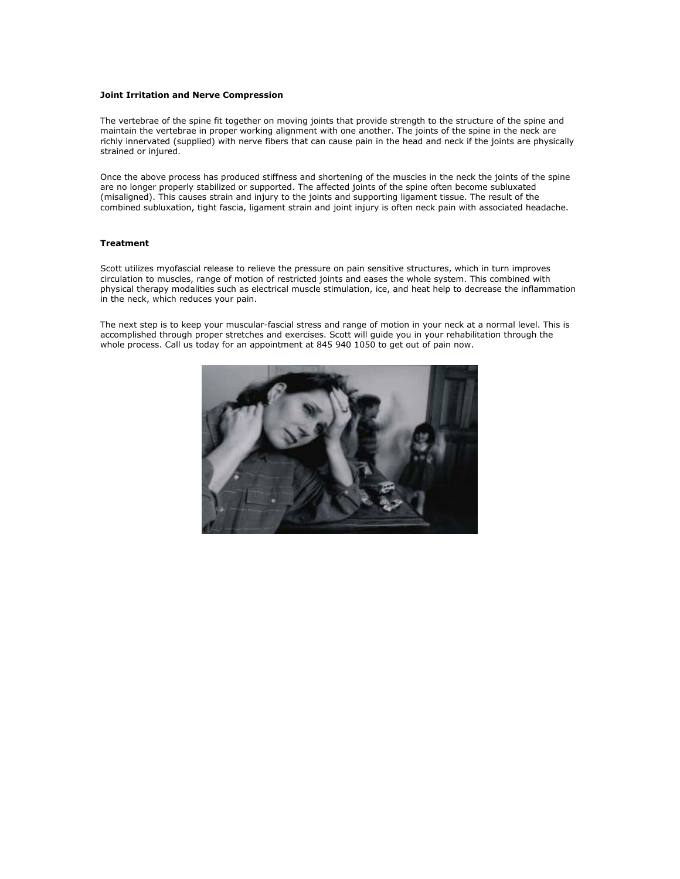**Joint Irritation and Nerve Compression**

The vertebrae of the spine fit together on moving joints that provide strength to the structure of the spine and maintain the vertebrae in proper working alignment with one another. The joints of the spine in the neck are richly innervated (supplied) with nerve fibers that can cause pain in the head and neck if the joints are physically strained or injured.

Once the above process has produced stiffness and shortening of the muscles in the neck the joints of the spine are no longer properly stabilized or supported. The affected joints of the spine often become subluxated (misaligned). This causes strain and injury to the joints and supporting ligament tissue. The result of the combined subluxation, tight fascia, ligament strain and joint injury is often neck pain with associated headache.

**Treatment**

Scott utilizes myofascial release to relieve the pressure on pain sensitive structures, which in turn improves circulation to muscles, range of motion of restricted joints and eases the whole system. This combined with physical therapy modalities such as electrical muscle stimulation, ice, and heat help to decrease the inflammation in the neck, which reduces your pain.

The next step is to keep your muscular-fascial stress and range of motion in your neck at a normal level. This is accomplished through proper stretches and exercises. Scott will guide you in your rehabilitation through the whole process. Call us today for an appointment at 845 940 1050 to get out of pain now.